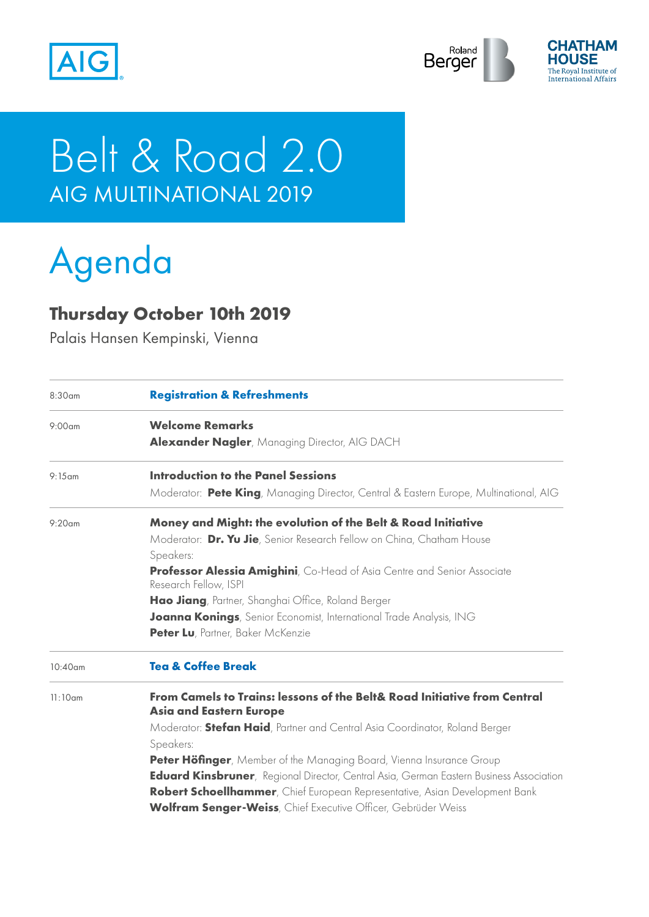# Belt & Road 2.0

## AIG MULTINATIONAL 2019

# Agenda

### Thursday October 10th 2019

Palais Hansen Kempinski, Vienna

| | |
|---|---|
| 8:30am | **Registration & Refreshments** |
| 9:00am | **Welcome Remarks**<br>**Alexander Nagler**, Managing Director, AIG DACH |
| 9:15am | **Introduction to the Panel Sessions**<br>Moderator: **Pete King**, Managing Director, Central & Eastern Europe, Multinational, AIG |
| 9:20am | **Money and Might: the evolution of the Belt & Road Initiative**<br>Moderator: **Dr. Yu Jie**, Senior Research Fellow on China, Chatham House<br>Speakers:<br>**Professor Alessia Amighini**, Co-Head of Asia Centre and Senior Associate Research Fellow, ISPI<br>**Hao Jiang**, Partner, Shanghai Office, Roland Berger<br>**Joanna Konings**, Senior Economist, International Trade Analysis, ING<br>**Peter Lu**, Partner, Baker McKenzie |
| 10:40am | **Tea & Coffee Break** |
| 11:10am | **From Camels to Trains: lessons of the Belt& Road Initiative from Central Asia and Eastern Europe**<br>Moderator: **Stefan Haid**, Partner and Central Asia Coordinator, Roland Berger<br>Speakers:<br>**Peter Höfinger**, Member of the Managing Board, Vienna Insurance Group<br>**Eduard Kinsbruner**, Regional Director, Central Asia, German Eastern Business Association<br>**Robert Schoellhammer**, Chief European Representative, Asian Development Bank<br>**Wolfram Senger-Weiss**, Chief Executive Officer, Gebrüder Weiss |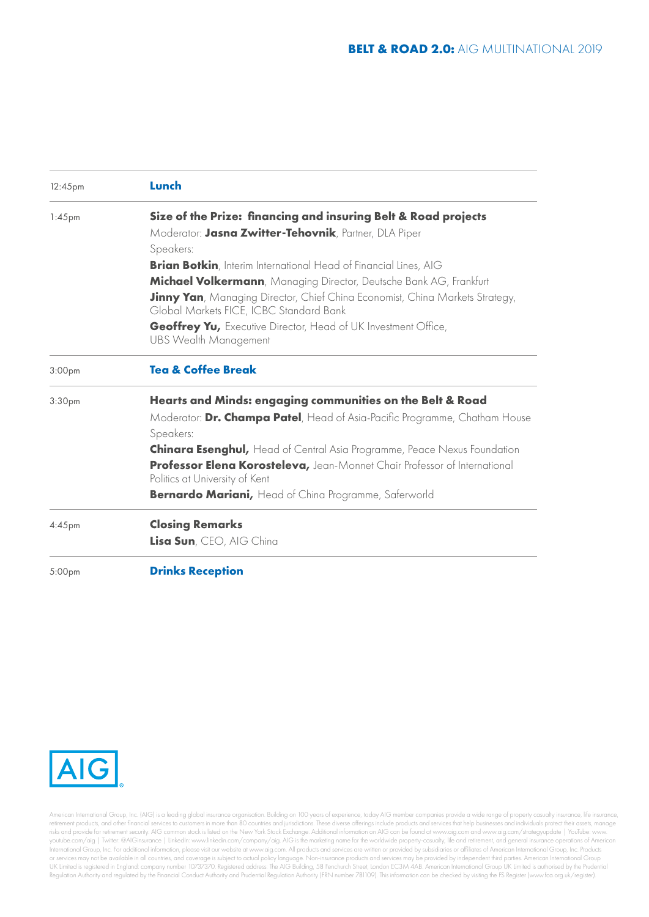| | |
|---|---|
| 12:45pm | **Lunch** |
| 1:45pm | **Size of the Prize: financing and insuring Belt & Road projects**<br>Moderator: **Jasna Zwitter-Tehovnik**, Partner, DLA Piper<br>Speakers:<br>**Brian Botkin**, Interim International Head of Financial Lines, AIG<br>**Michael Volkermann**, Managing Director, Deutsche Bank AG, Frankfurt<br>**Jinny Yan**, Managing Director, Chief China Economist, China Markets Strategy, Global Markets FICE, ICBC Standard Bank<br>**Geoffrey Yu,** Executive Director, Head of UK Investment Office, UBS Wealth Management |
| 3:00pm | **Tea & Coffee Break** |
| 3:30pm | **Hearts and Minds: engaging communities on the Belt & Road**<br>Moderator: **Dr. Champa Patel**, Head of Asia-Pacific Programme, Chatham House<br>Speakers:<br>**Chinara Esenghul,** Head of Central Asia Programme, Peace Nexus Foundation<br>**Professor Elena Korosteleva,** Jean-Monnet Chair Professor of International Politics at University of Kent<br>**Bernardo Mariani,** Head of China Programme, Saferworld |
| 4:45pm | **Closing Remarks**<br>**Lisa Sun**, CEO, AIG China |
| 5:00pm | **Drinks Reception** |

AIG

American International Group, Inc. (AIG) is a leading global insurance organisation. Building on 100 years of experience, today AIG member companies provide a wide range of property casualty insurance, life insurance, retirement products, and other financial services to customers in more than 80 countries and jurisdictions. These diverse offerings include products and services that help businesses and individuals protect their assets, manage risks and provide for retirement security. AIG common stock is listed on the New York Stock Exchange. Additional information on AIG can be found at www.aig.com and www.aig.com/strategyupdate | YouTube: www.youtube.com/aig | Twitter: @AIGinsurance | LinkedIn: www.linkedin.com/company/aig. AIG is the marketing name for the worldwide property-casualty, life and retirement, and general insurance operations of American International Group, Inc. For additional information, please visit our website at www.aig.com. All products and services are written or provided by subsidiaries or affiliates of American International Group, Inc. Products or services may not be available in all countries, and coverage is subject to actual policy language. Non-insurance products and services may be provided by independent third parties. American International Group UK Limited is registered in England: company number 10737370. Registered address: The AIG Building, 58 Fenchurch Street, London EC3M 4AB. American International Group UK Limited is authorised by the Prudential Regulation Authority and regulated by the Financial Conduct Authority and Prudential Regulation Authority (FRN number 781109). This information can be checked by visiting the FS Register (www.fca.org.uk/register).